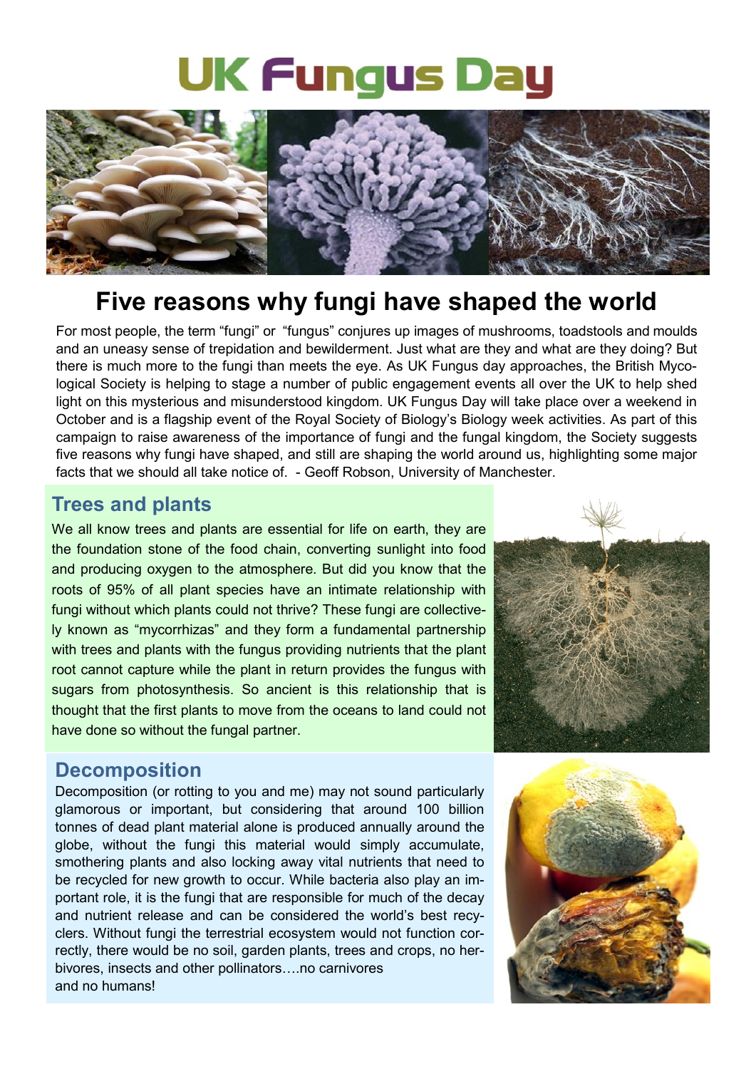# UK Fungus Day

## Five reasons why fungi have shaped the world

For most people, the term "fungi" or "fungus" conjures up images of mushrooms, toadstools and moulds and an uneasy sense of trepidation and bewilderment. Just what are they and what are they doing? But there is much more to the fungi than meets the eye. As UK Fungus day approaches, the British Mycological Society is helping to stage a number of public engagement events all over the UK to help shed light on this mysterious and misunderstood kingdom. UK Fungus Day will take place over a weekend in October and is a flagship event of the Royal Society of Biology's Biology week activities. As part of this campaign to raise awareness of the importance of fungi and the fungal kingdom, the Society suggests five reasons why fungi have shaped, and still are shaping the world around us, highlighting some major facts that we should all take notice of. - Geoff Robson, University of Manchester.

### Trees and plants

We all know trees and plants are essential for life on earth, they are the foundation stone of the food chain, converting sunlight into food and producing oxygen to the atmosphere. But did you know that the roots of 95% of all plant species have an intimate relationship with fungi without which plants could not thrive? These fungi are collectively known as "mycorrhizas" and they form a fundamental partnership with trees and plants with the fungus providing nutrients that the plant root cannot capture while the plant in return provides the fungus with sugars from photosynthesis. So ancient is this relationship that is thought that the first plants to move from the oceans to land could not have done so without the fungal partner.

### Decomposition

Decomposition (or rotting to you and me) may not sound particularly glamorous or important, but considering that around 100 billion tonnes of dead plant material alone is produced annually around the globe, without the fungi this material would simply accumulate, smothering plants and also locking away vital nutrients that need to be recycled for new growth to occur. While bacteria also play an important role, it is the fungi that are responsible for much of the decay and nutrient release and can be considered the world's best recyclers. Without fungi the terrestrial ecosystem would not function correctly, there would be no soil, garden plants, trees and crops, no herbivores, insects and other pollinators….no carnivores and no humans!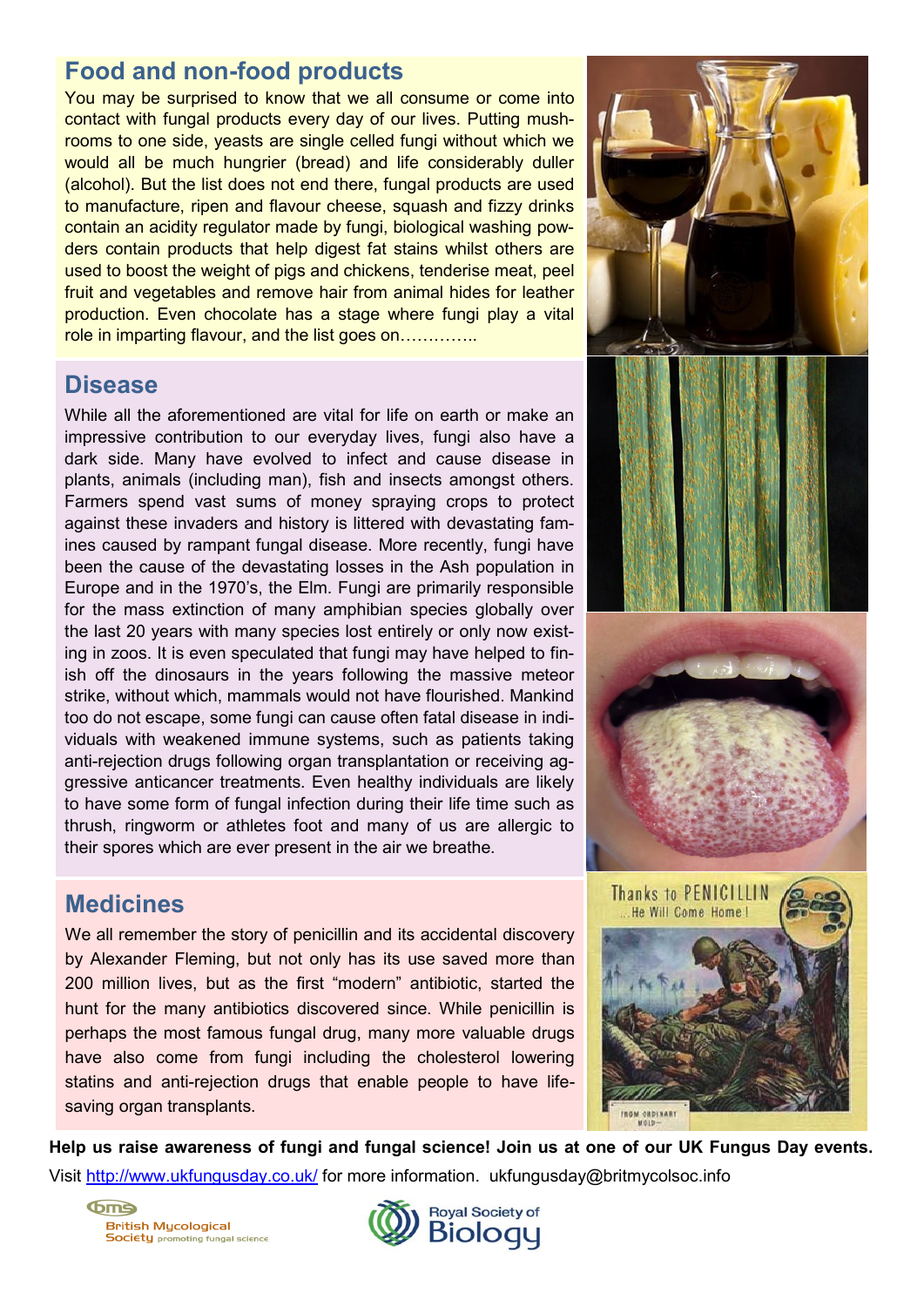## Food and non-food products

You may be surprised to know that we all consume or come into contact with fungal products every day of our lives. Putting mushrooms to one side, yeasts are single celled fungi without which we would all be much hungrier (bread) and life considerably duller (alcohol). But the list does not end there, fungal products are used to manufacture, ripen and flavour cheese, squash and fizzy drinks contain an acidity regulator made by fungi, biological washing powders contain products that help digest fat stains whilst others are used to boost the weight of pigs and chickens, tenderise meat, peel fruit and vegetables and remove hair from animal hides for leather production. Even chocolate has a stage where fungi play a vital role in imparting flavour, and the list goes on…………..

## Disease

While all the aforementioned are vital for life on earth or make an impressive contribution to our everyday lives, fungi also have a dark side. Many have evolved to infect and cause disease in plants, animals (including man), fish and insects amongst others. Farmers spend vast sums of money spraying crops to protect against these invaders and history is littered with devastating famines caused by rampant fungal disease. More recently, fungi have been the cause of the devastating losses in the Ash population in Europe and in the 1970's, the Elm. Fungi are primarily responsible for the mass extinction of many amphibian species globally over the last 20 years with many species lost entirely or only now existing in zoos. It is even speculated that fungi may have helped to finish off the dinosaurs in the years following the massive meteor strike, without which, mammals would not have flourished. Mankind too do not escape, some fungi can cause often fatal disease in individuals with weakened immune systems, such as patients taking anti-rejection drugs following organ transplantation or receiving aggressive anticancer treatments. Even healthy individuals are likely to have some form of fungal infection during their life time such as thrush, ringworm or athletes foot and many of us are allergic to their spores which are ever present in the air we breathe.

## Medicines

We all remember the story of penicillin and its accidental discovery by Alexander Fleming, but not only has its use saved more than 200 million lives, but as the first "modern" antibiotic, started the hunt for the many antibiotics discovered since. While penicillin is perhaps the most famous fungal drug, many more valuable drugs have also come from fungi including the cholesterol lowering statins and anti-rejection drugs that enable people to have life-saving organ transplants.

**Help us raise awareness of fungi and fungal science! Join us at one of our UK Fungus Day events.**

Visit http://www.ukfungusday.co.uk/ for more information. ukfungusday@britmycolsoc.info

British Mycological Society promoting fungal science

Royal Society of Biology